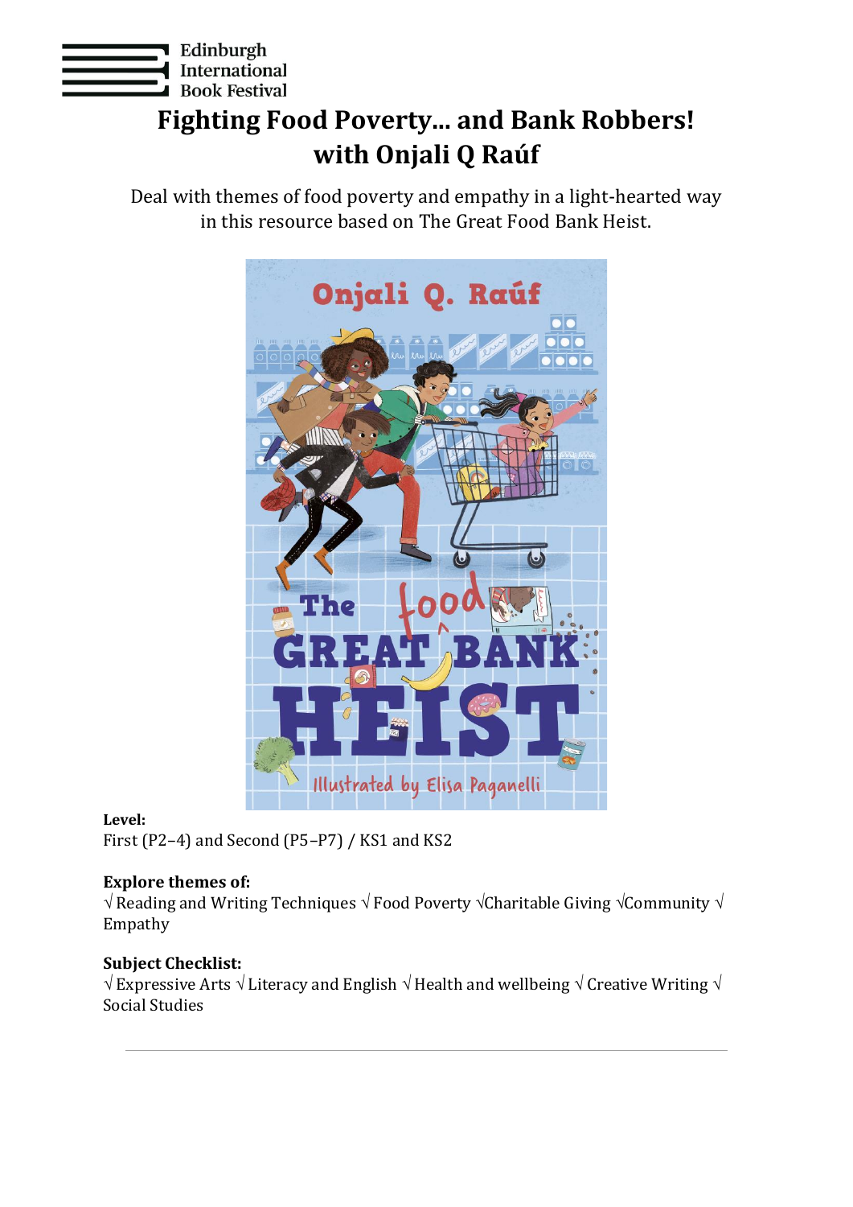Edinburgh International Book Festival

# Fighting Food Poverty... and Bank Robbers! with Onjali Q Raúf

Deal with themes of food poverty and empathy in a light-hearted way in this resource based on The Great Food Bank Heist.

**Level:**
First (P2–4) and Second (P5–P7) / KS1 and KS2

**Explore themes of:**
√ Reading and Writing Techniques √ Food Poverty √Charitable Giving √Community √ Empathy

**Subject Checklist:**
√ Expressive Arts √ Literacy and English √ Health and wellbeing √ Creative Writing √ Social Studies

---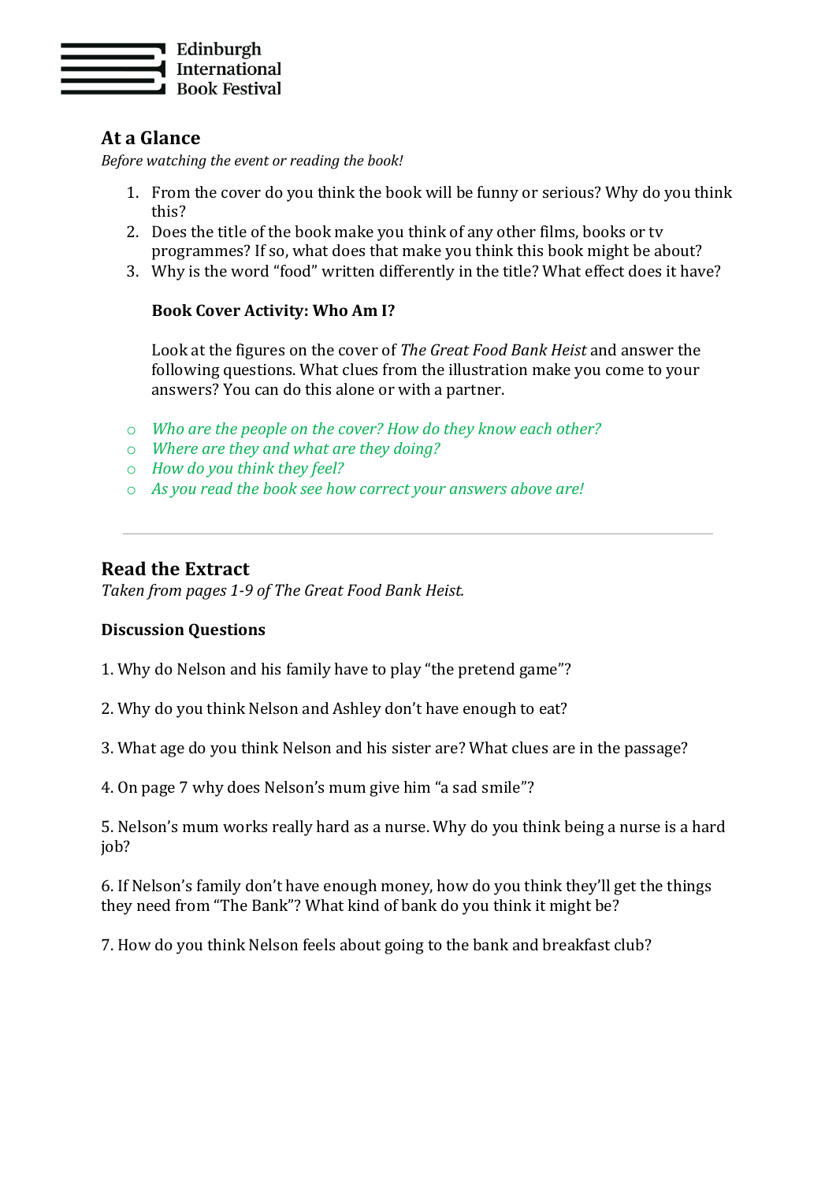## At a Glance

*Before watching the event or reading the book!*

1. From the cover do you think the book will be funny or serious? Why do you think this?
2. Does the title of the book make you think of any other films, books or tv programmes? If so, what does that make you think this book might be about?
3. Why is the word "food" written differently in the title? What effect does it have?

**Book Cover Activity: Who Am I?**

Look at the figures on the cover of *The Great Food Bank Heist* and answer the following questions. What clues from the illustration make you come to your answers? You can do this alone or with a partner.

- *Who are the people on the cover? How do they know each other?*
- *Where are they and what are they doing?*
- *How do you think they feel?*
- *As you read the book see how correct your answers above are!*

---

## Read the Extract

*Taken from pages 1-9 of The Great Food Bank Heist.*

**Discussion Questions**

1. Why do Nelson and his family have to play "the pretend game"?

2. Why do you think Nelson and Ashley don't have enough to eat?

3. What age do you think Nelson and his sister are? What clues are in the passage?

4. On page 7 why does Nelson's mum give him "a sad smile"?

5. Nelson's mum works really hard as a nurse. Why do you think being a nurse is a hard job?

6. If Nelson's family don't have enough money, how do you think they'll get the things they need from "The Bank"? What kind of bank do you think it might be?

7. How do you think Nelson feels about going to the bank and breakfast club?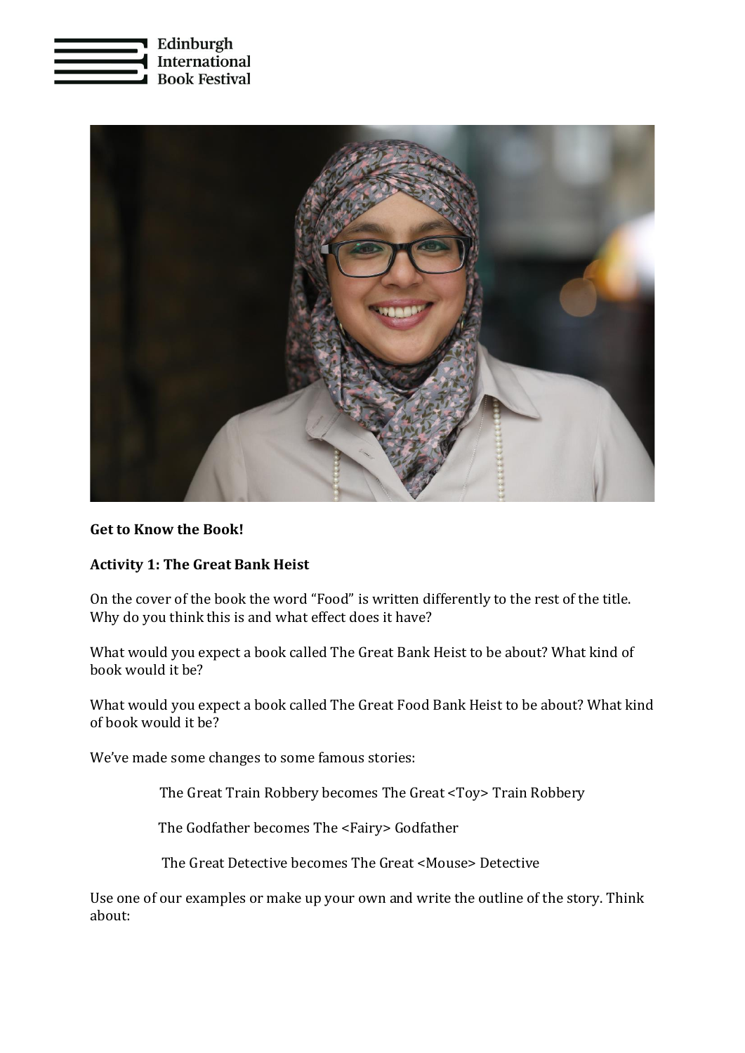**Get to Know the Book!**

**Activity 1: The Great Bank Heist**

On the cover of the book the word "Food" is written differently to the rest of the title. Why do you think this is and what effect does it have?

What would you expect a book called The Great Bank Heist to be about? What kind of book would it be?

What would you expect a book called The Great Food Bank Heist to be about? What kind of book would it be?

We've made some changes to some famous stories:

The Great Train Robbery becomes The Great <Toy> Train Robbery

The Godfather becomes The <Fairy> Godfather

The Great Detective becomes The Great <Mouse> Detective

Use one of our examples or make up your own and write the outline of the story. Think about: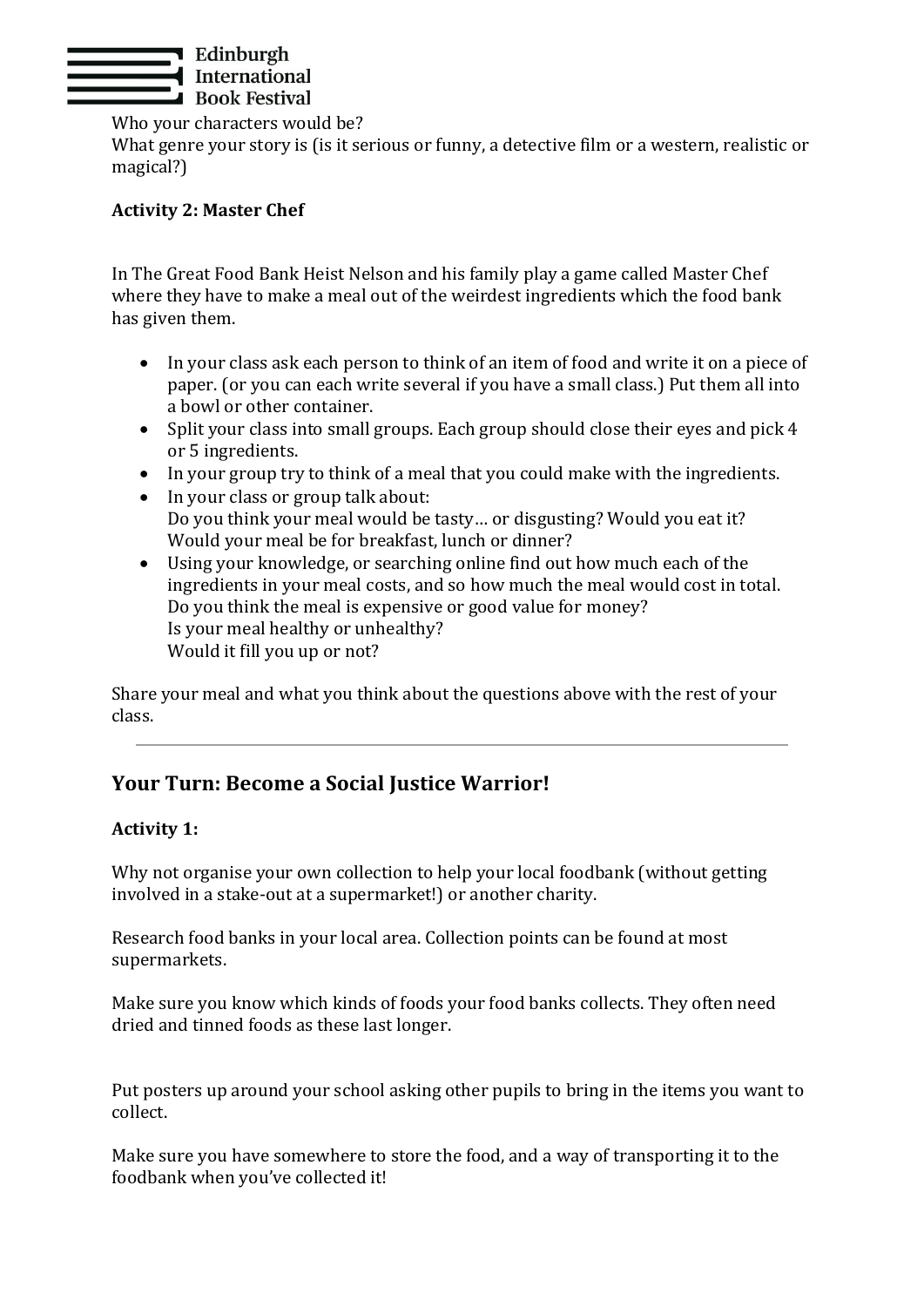Who your characters would be?
What genre your story is (is it serious or funny, a detective film or a western, realistic or magical?)

**Activity 2: Master Chef**

In The Great Food Bank Heist Nelson and his family play a game called Master Chef where they have to make a meal out of the weirdest ingredients which the food bank has given them.

- In your class ask each person to think of an item of food and write it on a piece of paper. (or you can each write several if you have a small class.) Put them all into a bowl or other container.
- Split your class into small groups. Each group should close their eyes and pick 4 or 5 ingredients.
- In your group try to think of a meal that you could make with the ingredients.
- In your class or group talk about:
  Do you think your meal would be tasty… or disgusting? Would you eat it?
  Would your meal be for breakfast, lunch or dinner?
- Using your knowledge, or searching online find out how much each of the ingredients in your meal costs, and so how much the meal would cost in total.
  Do you think the meal is expensive or good value for money?
  Is your meal healthy or unhealthy?
  Would it fill you up or not?

Share your meal and what you think about the questions above with the rest of your class.

---

## Your Turn: Become a Social Justice Warrior!

**Activity 1:**

Why not organise your own collection to help your local foodbank (without getting involved in a stake-out at a supermarket!) or another charity.

Research food banks in your local area. Collection points can be found at most supermarkets.

Make sure you know which kinds of foods your food banks collects. They often need dried and tinned foods as these last longer.

Put posters up around your school asking other pupils to bring in the items you want to collect.

Make sure you have somewhere to store the food, and a way of transporting it to the foodbank when you've collected it!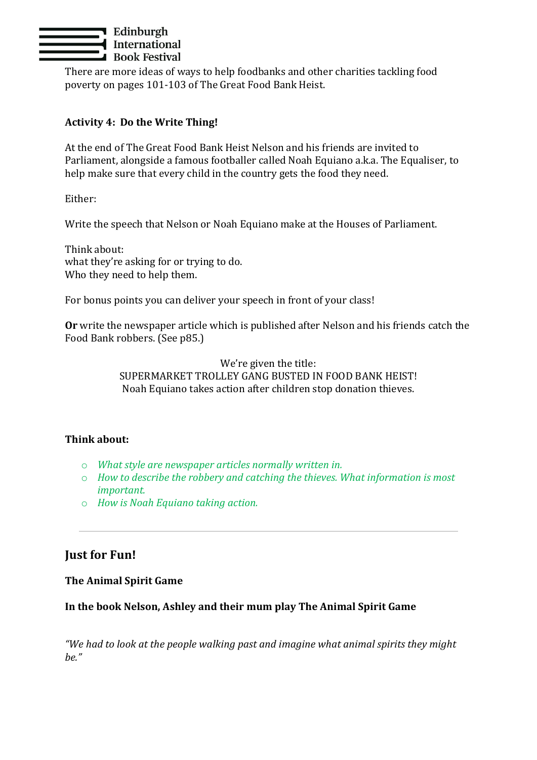There are more ideas of ways to help foodbanks and other charities tackling food poverty on pages 101-103 of The Great Food Bank Heist.

**Activity 4: Do the Write Thing!**

At the end of The Great Food Bank Heist Nelson and his friends are invited to Parliament, alongside a famous footballer called Noah Equiano a.k.a. The Equaliser, to help make sure that every child in the country gets the food they need.

Either:

Write the speech that Nelson or Noah Equiano make at the Houses of Parliament.

Think about:
what they're asking for or trying to do.
Who they need to help them.

For bonus points you can deliver your speech in front of your class!

**Or** write the newspaper article which is published after Nelson and his friends catch the Food Bank robbers. (See p85.)

We're given the title:
SUPERMARKET TROLLEY GANG BUSTED IN FOOD BANK HEIST!
Noah Equiano takes action after children stop donation thieves.

**Think about:**

- *What style are newspaper articles normally written in.*
- *How to describe the robbery and catching the thieves. What information is most important.*
- *How is Noah Equiano taking action.*

---

## Just for Fun!

**The Animal Spirit Game**

**In the book Nelson, Ashley and their mum play The Animal Spirit Game**

*"We had to look at the people walking past and imagine what animal spirits they might be."*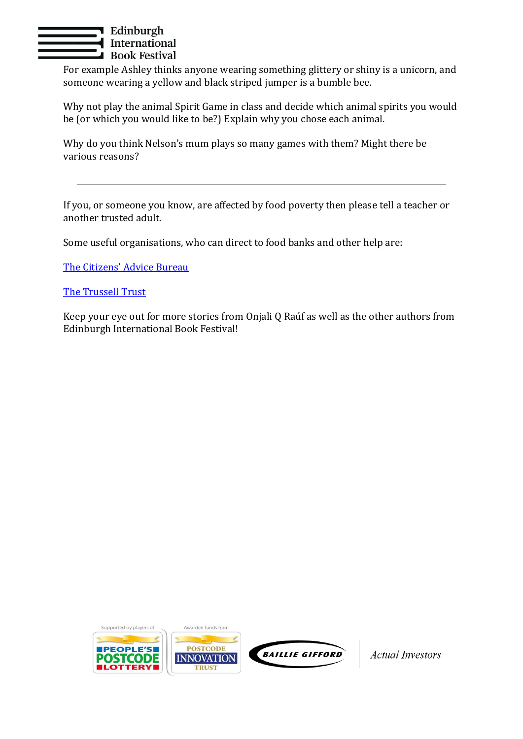For example Ashley thinks anyone wearing something glittery or shiny is a unicorn, and someone wearing a yellow and black striped jumper is a bumble bee.

Why not play the animal Spirit Game in class and decide which animal spirits you would be (or which you would like to be?) Explain why you chose each animal.

Why do you think Nelson's mum plays so many games with them? Might there be various reasons?

---

If you, or someone you know, are affected by food poverty then please tell a teacher or another trusted adult.

Some useful organisations, who can direct to food banks and other help are:

The Citizens' Advice Bureau

The Trussell Trust

Keep your eye out for more stories from Onjali Q Raúf as well as the other authors from Edinburgh International Book Festival!